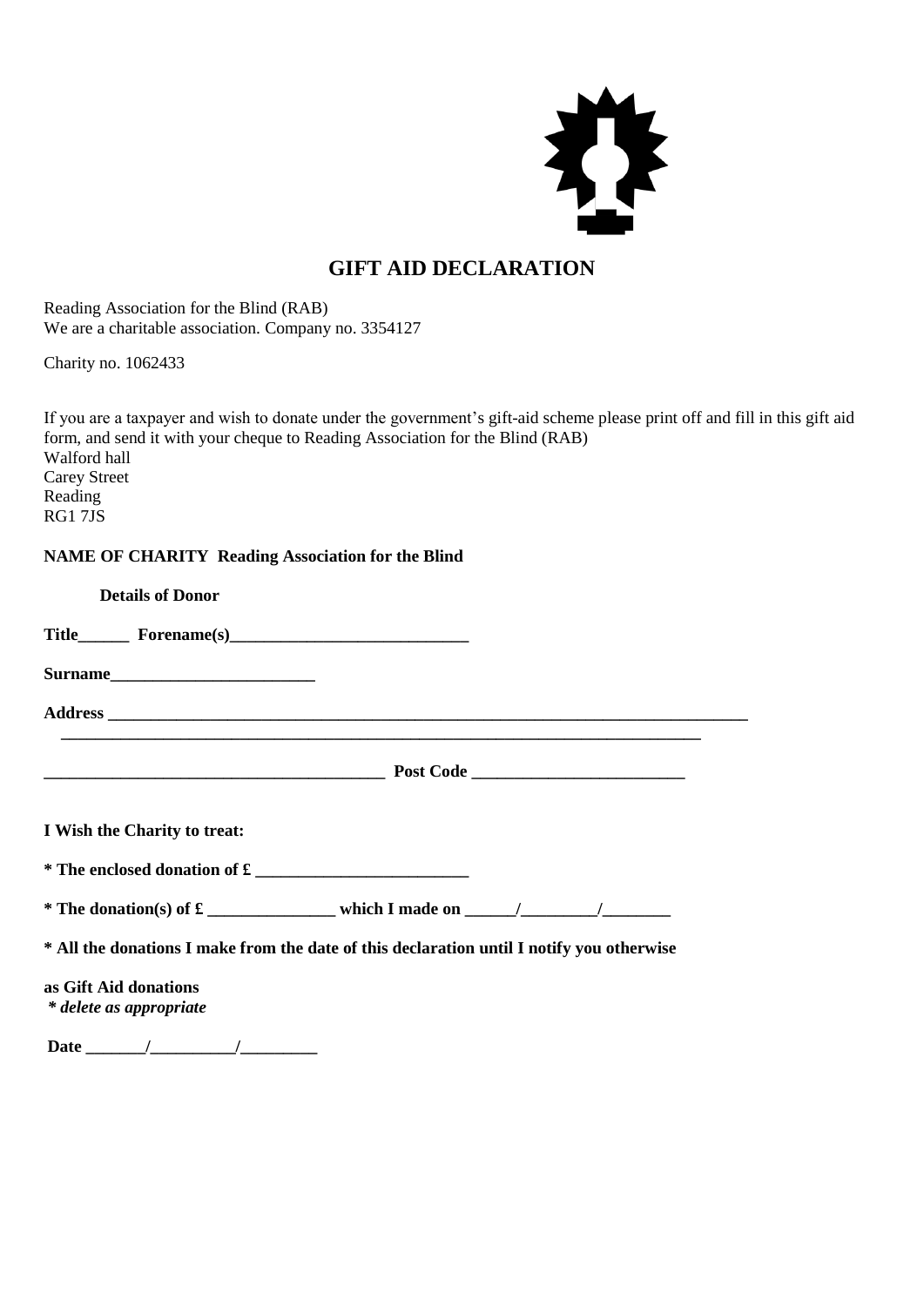# GIFT AID DECLARATION

Reading Association for the Blind (RAB)
We are a charitable association. Company no. 3354127

Charity no. 1062433

If you are a taxpayer and wish to donate under the government's gift-aid scheme please print off and fill in this gift aid form, and send it with your cheque to Reading Association for the Blind (RAB)
Walford hall
Carey Street
Reading
RG1 7JS

**NAME OF CHARITY Reading Association for the Blind**

**Details of Donor**

**Title______ Forename(s)____________________________**

**Surname________________________**

**Address ________________________________________________________________________________**

**_____________________________________________________________________________**

**________________________________________ Post Code _________________________**

**I Wish the Charity to treat:**

**\* The enclosed donation of £ _________________________**

**\* The donation(s) of £ _______________ which I made on ______/_________/________**

**\* All the donations I make from the date of this declaration until I notify you otherwise**

**as Gift Aid donations**
***\* delete as appropriate***

**Date _______/__________/_________**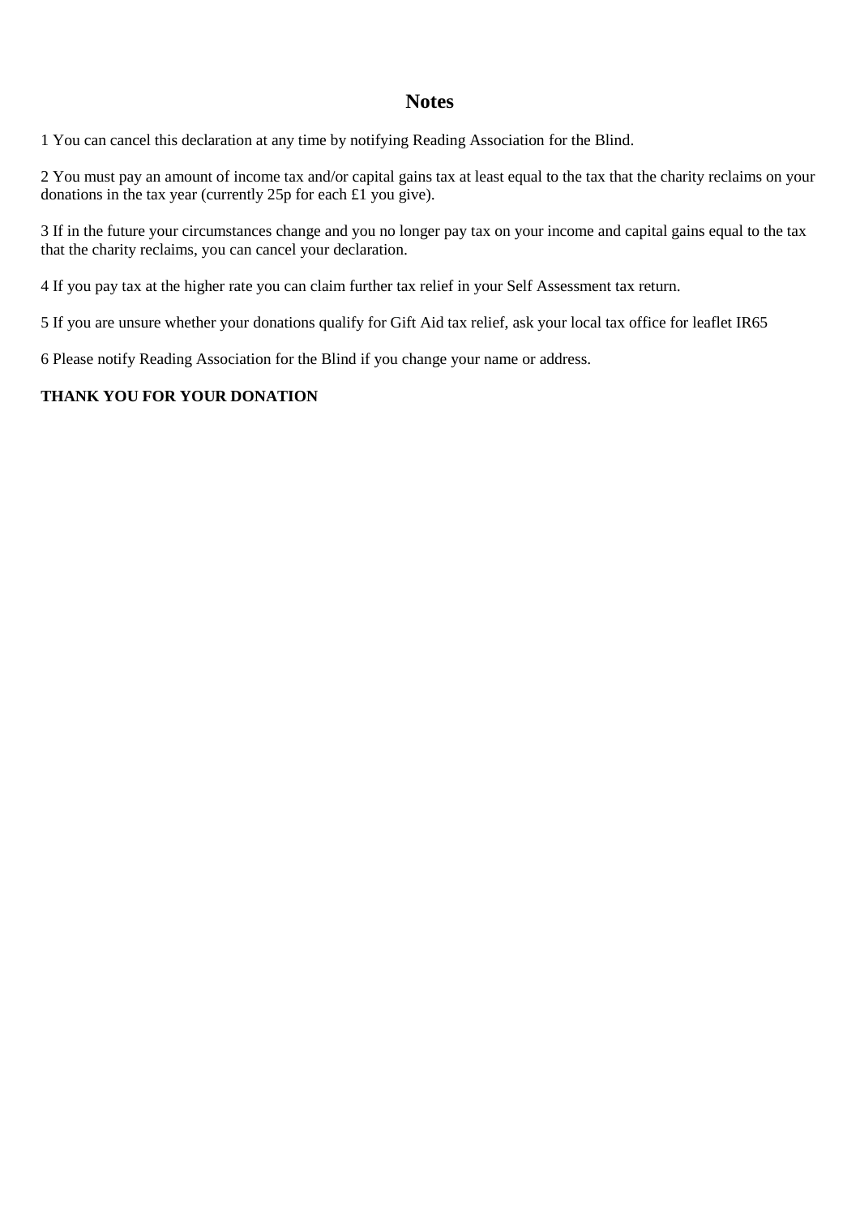## Notes

1 You can cancel this declaration at any time by notifying Reading Association for the Blind.

2 You must pay an amount of income tax and/or capital gains tax at least equal to the tax that the charity reclaims on your donations in the tax year (currently 25p for each £1 you give).

3 If in the future your circumstances change and you no longer pay tax on your income and capital gains equal to the tax that the charity reclaims, you can cancel your declaration.

4 If you pay tax at the higher rate you can claim further tax relief in your Self Assessment tax return.

5 If you are unsure whether your donations qualify for Gift Aid tax relief, ask your local tax office for leaflet IR65

6 Please notify Reading Association for the Blind if you change your name or address.

**THANK YOU FOR YOUR DONATION**